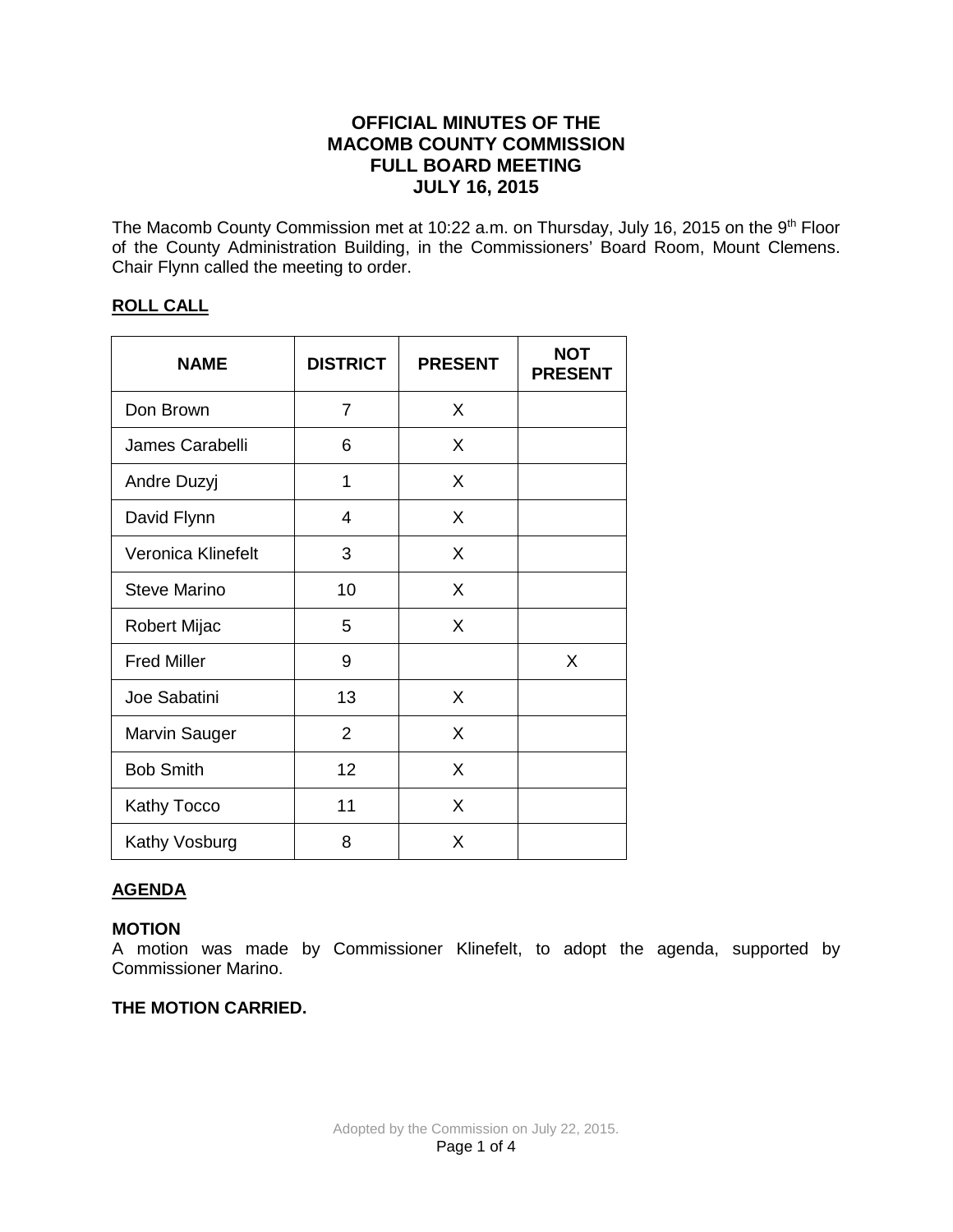# OFFICIAL MINUTES OF THE MACOMB COUNTY COMMISSION FULL BOARD MEETING JULY 16, 2015

The Macomb County Commission met at 10:22 a.m. on Thursday, July 16, 2015 on the 9th Floor of the County Administration Building, in the Commissioners' Board Room, Mount Clemens. Chair Flynn called the meeting to order.

## ROLL CALL

| NAME | DISTRICT | PRESENT | NOT PRESENT |
|---|---|---|---|
| Don Brown | 7 | X | |
| James Carabelli | 6 | X | |
| Andre Duzyj | 1 | X | |
| David Flynn | 4 | X | |
| Veronica Klinefelt | 3 | X | |
| Steve Marino | 10 | X | |
| Robert Mijac | 5 | X | |
| Fred Miller | 9 | | X |
| Joe Sabatini | 13 | X | |
| Marvin Sauger | 2 | X | |
| Bob Smith | 12 | X | |
| Kathy Tocco | 11 | X | |
| Kathy Vosburg | 8 | X | |

## AGENDA

**MOTION**

A motion was made by Commissioner Klinefelt, to adopt the agenda, supported by Commissioner Marino.

**THE MOTION CARRIED.**

Adopted by the Commission on July 22, 2015.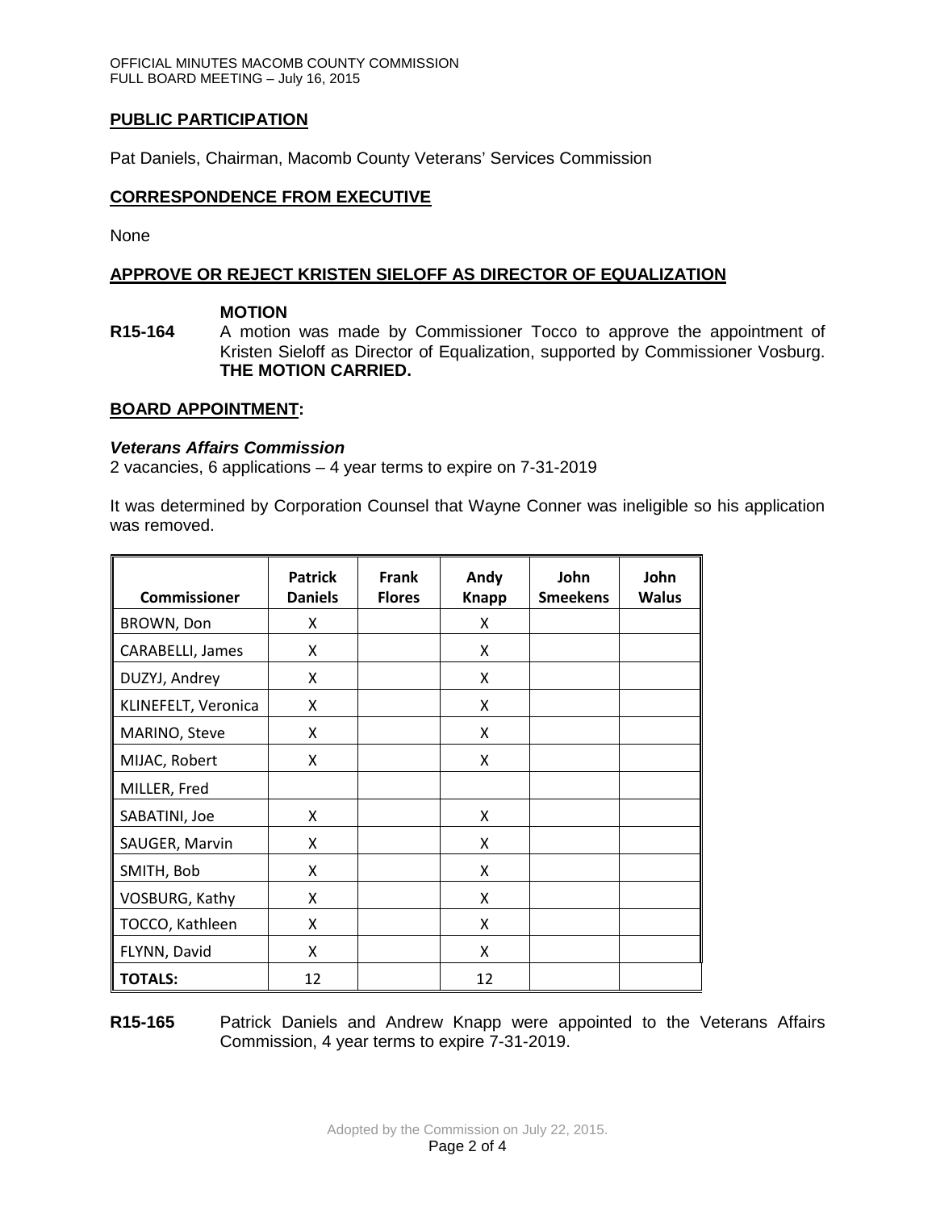## PUBLIC PARTICIPATION

Pat Daniels, Chairman, Macomb County Veterans' Services Commission

## CORRESPONDENCE FROM EXECUTIVE

None

## APPROVE OR REJECT KRISTEN SIELOFF AS DIRECTOR OF EQUALIZATION

**MOTION**

**R15-164** A motion was made by Commissioner Tocco to approve the appointment of Kristen Sieloff as Director of Equalization, supported by Commissioner Vosburg. **THE MOTION CARRIED.**

## BOARD APPOINTMENT:

***Veterans Affairs Commission***

2 vacancies, 6 applications – 4 year terms to expire on 7-31-2019

It was determined by Corporation Counsel that Wayne Conner was ineligible so his application was removed.

| Commissioner | Patrick Daniels | Frank Flores | Andy Knapp | John Smeekens | John Walus |
|---|---|---|---|---|---|
| BROWN, Don | X | | X | | |
| CARABELLI, James | X | | X | | |
| DUZYJ, Andrey | X | | X | | |
| KLINEFELT, Veronica | X | | X | | |
| MARINO, Steve | X | | X | | |
| MIJAC, Robert | X | | X | | |
| MILLER, Fred | | | | | |
| SABATINI, Joe | X | | X | | |
| SAUGER, Marvin | X | | X | | |
| SMITH, Bob | X | | X | | |
| VOSBURG, Kathy | X | | X | | |
| TOCCO, Kathleen | X | | X | | |
| FLYNN, David | X | | X | | |
| **TOTALS:** | 12 | | 12 | | |

**R15-165** Patrick Daniels and Andrew Knapp were appointed to the Veterans Affairs Commission, 4 year terms to expire 7-31-2019.

Adopted by the Commission on July 22, 2015.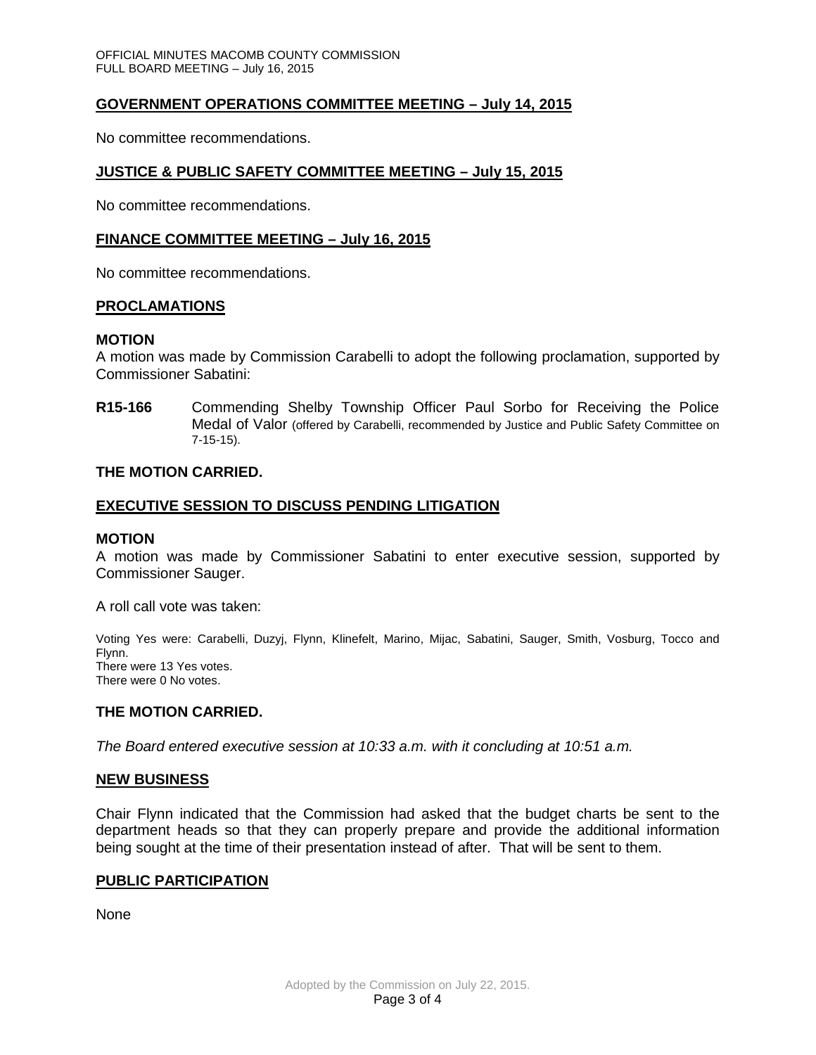## GOVERNMENT OPERATIONS COMMITTEE MEETING – July 14, 2015

No committee recommendations.

## JUSTICE & PUBLIC SAFETY COMMITTEE MEETING – July 15, 2015

No committee recommendations.

## FINANCE COMMITTEE MEETING – July 16, 2015

No committee recommendations.

## PROCLAMATIONS

**MOTION**

A motion was made by Commission Carabelli to adopt the following proclamation, supported by Commissioner Sabatini:

**R15-166** Commending Shelby Township Officer Paul Sorbo for Receiving the Police Medal of Valor (offered by Carabelli, recommended by Justice and Public Safety Committee on 7-15-15).

**THE MOTION CARRIED.**

## EXECUTIVE SESSION TO DISCUSS PENDING LITIGATION

**MOTION**

A motion was made by Commissioner Sabatini to enter executive session, supported by Commissioner Sauger.

A roll call vote was taken:

Voting Yes were: Carabelli, Duzyj, Flynn, Klinefelt, Marino, Mijac, Sabatini, Sauger, Smith, Vosburg, Tocco and Flynn.
There were 13 Yes votes.
There were 0 No votes.

**THE MOTION CARRIED.**

*The Board entered executive session at 10:33 a.m. with it concluding at 10:51 a.m.*

## NEW BUSINESS

Chair Flynn indicated that the Commission had asked that the budget charts be sent to the department heads so that they can properly prepare and provide the additional information being sought at the time of their presentation instead of after. That will be sent to them.

## PUBLIC PARTICIPATION

None

Adopted by the Commission on July 22, 2015.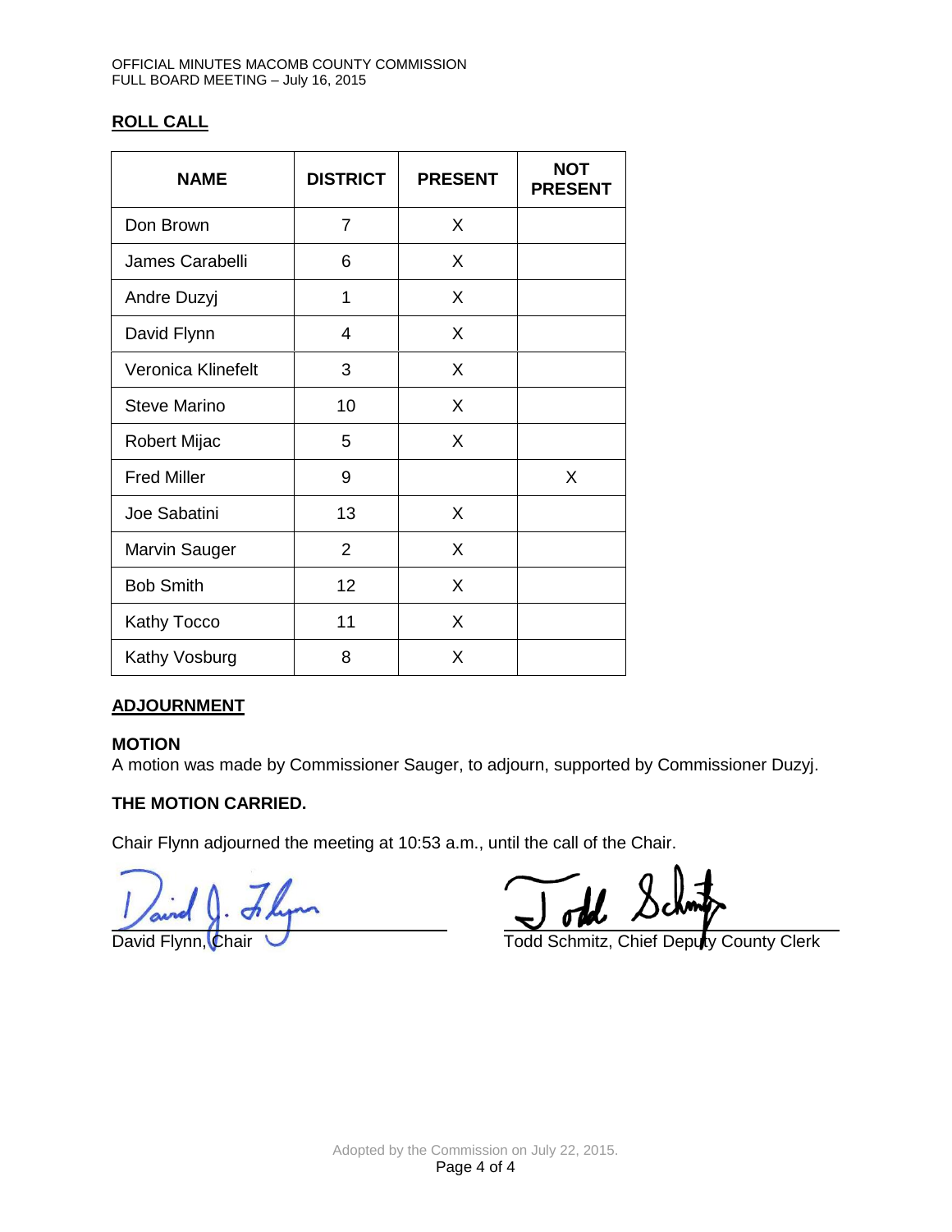## ROLL CALL

| NAME | DISTRICT | PRESENT | NOT PRESENT |
|---|---|---|---|
| Don Brown | 7 | X | |
| James Carabelli | 6 | X | |
| Andre Duzyj | 1 | X | |
| David Flynn | 4 | X | |
| Veronica Klinefelt | 3 | X | |
| Steve Marino | 10 | X | |
| Robert Mijac | 5 | X | |
| Fred Miller | 9 | | X |
| Joe Sabatini | 13 | X | |
| Marvin Sauger | 2 | X | |
| Bob Smith | 12 | X | |
| Kathy Tocco | 11 | X | |
| Kathy Vosburg | 8 | X | |

## ADJOURNMENT

**MOTION**
A motion was made by Commissioner Sauger, to adjourn, supported by Commissioner Duzyj.

**THE MOTION CARRIED.**

Chair Flynn adjourned the meeting at 10:53 a.m., until the call of the Chair.

David Flynn, Chair

Todd Schmitz, Chief Deputy County Clerk

Adopted by the Commission on July 22, 2015.